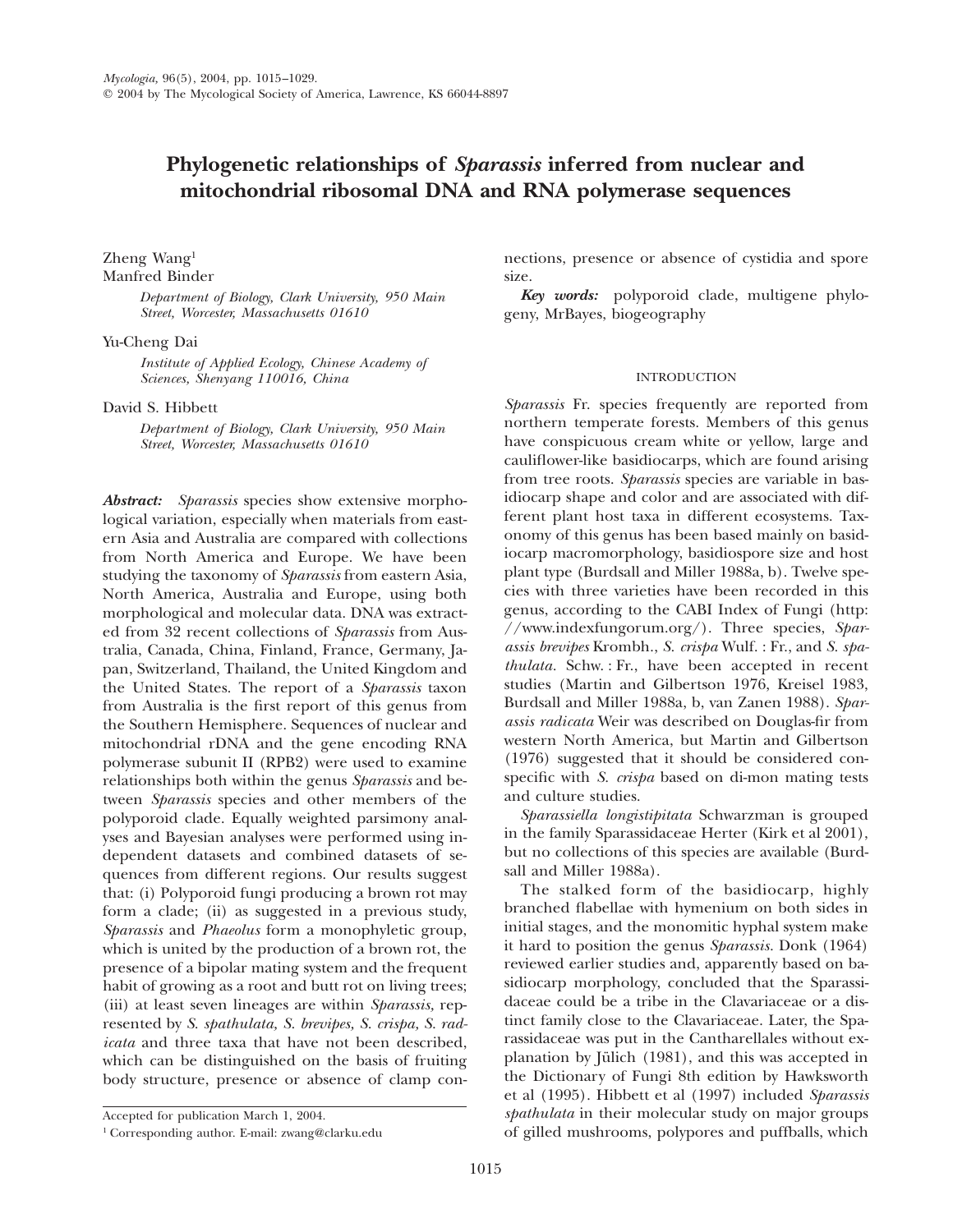*Mycologia,* 96(5), 2004, pp. 1015–1029.
© 2004 by The Mycological Society of America, Lawrence, KS 66044-8897

# Phylogenetic relationships of *Sparassis* inferred from nuclear and mitochondrial ribosomal DNA and RNA polymerase sequences

Zheng Wang[1]
Manfred Binder

*Department of Biology, Clark University, 950 Main Street, Worcester, Massachusetts 01610*

Yu-Cheng Dai

*Institute of Applied Ecology, Chinese Academy of Sciences, Shenyang 110016, China*

David S. Hibbett

*Department of Biology, Clark University, 950 Main Street, Worcester, Massachusetts 01610*

***Abstract:*** *Sparassis* species show extensive morphological variation, especially when materials from eastern Asia and Australia are compared with collections from North America and Europe. We have been studying the taxonomy of *Sparassis* from eastern Asia, North America, Australia and Europe, using both morphological and molecular data. DNA was extracted from 32 recent collections of *Sparassis* from Australia, Canada, China, Finland, France, Germany, Japan, Switzerland, Thailand, the United Kingdom and the United States. The report of a *Sparassis* taxon from Australia is the first report of this genus from the Southern Hemisphere. Sequences of nuclear and mitochondrial rDNA and the gene encoding RNA polymerase subunit II (RPB2) were used to examine relationships both within the genus *Sparassis* and between *Sparassis* species and other members of the polyporoid clade. Equally weighted parsimony analyses and Bayesian analyses were performed using independent datasets and combined datasets of sequences from different regions. Our results suggest that: (i) Polyporoid fungi producing a brown rot may form a clade; (ii) as suggested in a previous study, *Sparassis* and *Phaeolus* form a monophyletic group, which is united by the production of a brown rot, the presence of a bipolar mating system and the frequent habit of growing as a root and butt rot on living trees; (iii) at least seven lineages are within *Sparassis,* represented by *S. spathulata, S. brevipes, S. crispa, S. radicata* and three taxa that have not been described, which can be distinguished on the basis of fruiting body structure, presence or absence of clamp connections, presence or absence of cystidia and spore size.

***Key words:*** polyporoid clade, multigene phylogeny, MrBayes, biogeography

## INTRODUCTION

*Sparassis* Fr. species frequently are reported from northern temperate forests. Members of this genus have conspicuous cream white or yellow, large and cauliflower-like basidiocarps, which are found arising from tree roots. *Sparassis* species are variable in basidiocarp shape and color and are associated with different plant host taxa in different ecosystems. Taxonomy of this genus has been based mainly on basidiocarp macromorphology, basidiospore size and host plant type (Burdsall and Miller 1988a, b). Twelve species with three varieties have been recorded in this genus, according to the CABI Index of Fungi (http://www.indexfungorum.org/). Three species, *Sparassis brevipes* Krombh., *S. crispa* Wulf. : Fr., and *S. spathulata.* Schw. : Fr., have been accepted in recent studies (Martin and Gilbertson 1976, Kreisel 1983, Burdsall and Miller 1988a, b, van Zanen 1988). *Sparassis radicata* Weir was described on Douglas-fir from western North America, but Martin and Gilbertson (1976) suggested that it should be considered conspecific with *S. crispa* based on di-mon mating tests and culture studies.

*Sparassiella longistipitata* Schwarzman is grouped in the family Sparassidaceae Herter (Kirk et al 2001), but no collections of this species are available (Burdsall and Miller 1988a).

The stalked form of the basidiocarp, highly branched flabellae with hymenium on both sides in initial stages, and the monomitic hyphal system make it hard to position the genus *Sparassis*. Donk (1964) reviewed earlier studies and, apparently based on basidiocarp morphology, concluded that the Sparassidaceae could be a tribe in the Clavariaceae or a distinct family close to the Clavariaceae. Later, the Sparassidaceae was put in the Cantharellales without explanation by Jülich (1981), and this was accepted in the Dictionary of Fungi 8th edition by Hawksworth et al (1995). Hibbett et al (1997) included *Sparassis spathulata* in their molecular study on major groups of gilled mushrooms, polypores and puffballs, which

Accepted for publication March 1, 2004.

[1] Corresponding author. E-mail: zwang@clarku.edu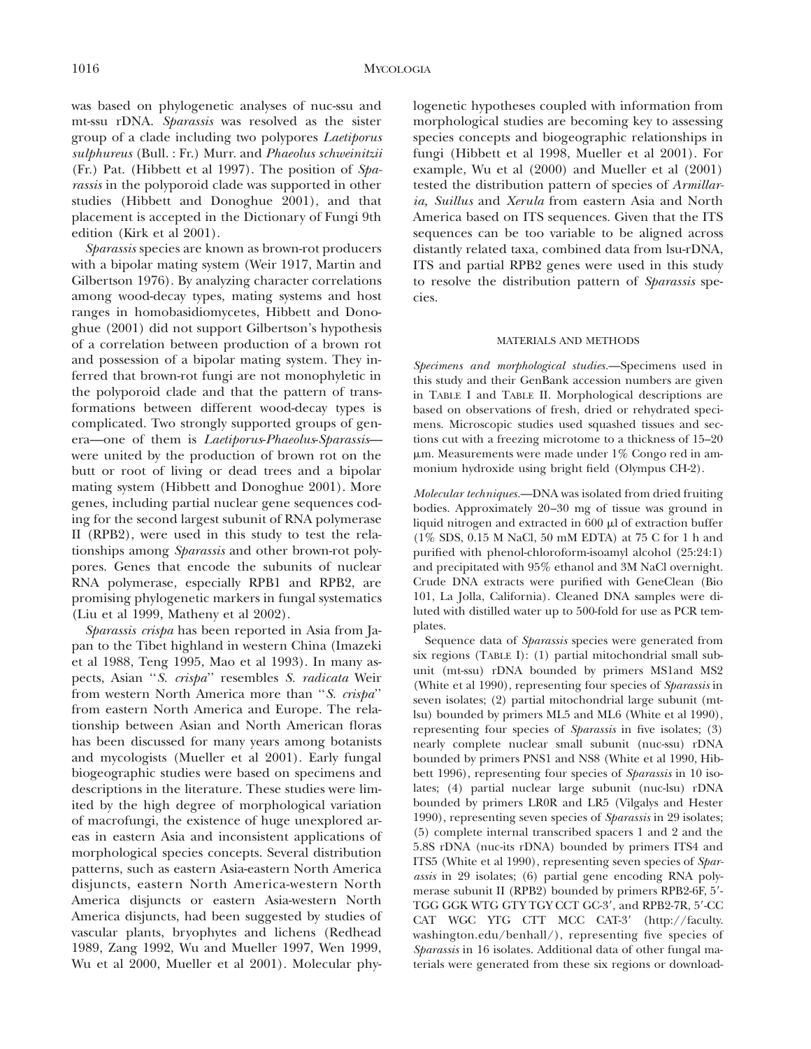was based on phylogenetic analyses of nuc-ssu and mt-ssu rDNA. *Sparassis* was resolved as the sister group of a clade including two polypores *Laetiporus sulphureus* (Bull. : Fr.) Murr. and *Phaeolus schweinitzii* (Fr.) Pat. (Hibbett et al 1997). The position of *Sparassis* in the polyporoid clade was supported in other studies (Hibbett and Donoghue 2001), and that placement is accepted in the Dictionary of Fungi 9th edition (Kirk et al 2001).

*Sparassis* species are known as brown-rot producers with a bipolar mating system (Weir 1917, Martin and Gilbertson 1976). By analyzing character correlations among wood-decay types, mating systems and host ranges in homobasidiomycetes, Hibbett and Donoghue (2001) did not support Gilbertson's hypothesis of a correlation between production of a brown rot and possession of a bipolar mating system. They inferred that brown-rot fungi are not monophyletic in the polyporoid clade and that the pattern of transformations between different wood-decay types is complicated. Two strongly supported groups of genera—one of them is *Laetiporus-Phaeolus-Sparassis*—were united by the production of brown rot on the butt or root of living or dead trees and a bipolar mating system (Hibbett and Donoghue 2001). More genes, including partial nuclear gene sequences coding for the second largest subunit of RNA polymerase II (RPB2), were used in this study to test the relationships among *Sparassis* and other brown-rot polypores. Genes that encode the subunits of nuclear RNA polymerase, especially RPB1 and RPB2, are promising phylogenetic markers in fungal systematics (Liu et al 1999, Matheny et al 2002).

*Sparassis crispa* has been reported in Asia from Japan to the Tibet highland in western China (Imazeki et al 1988, Teng 1995, Mao et al 1993). In many aspects, Asian "*S. crispa*" resembles *S. radicata* Weir from western North America more than "*S. crispa*" from eastern North America and Europe. The relationship between Asian and North American floras has been discussed for many years among botanists and mycologists (Mueller et al 2001). Early fungal biogeographic studies were based on specimens and descriptions in the literature. These studies were limited by the high degree of morphological variation of macrofungi, the existence of huge unexplored areas in eastern Asia and inconsistent applications of morphological species concepts. Several distribution patterns, such as eastern Asia-eastern North America disjuncts, eastern North America-western North America disjuncts or eastern Asia-western North America disjuncts, had been suggested by studies of vascular plants, bryophytes and lichens (Redhead 1989, Zang 1992, Wu and Mueller 1997, Wen 1999, Wu et al 2000, Mueller et al 2001). Molecular phylogenetic hypotheses coupled with information from morphological studies are becoming key to assessing species concepts and biogeographic relationships in fungi (Hibbett et al 1998, Mueller et al 2001). For example, Wu et al (2000) and Mueller et al (2001) tested the distribution pattern of species of *Armillaria, Suillus* and *Xerula* from eastern Asia and North America based on ITS sequences. Given that the ITS sequences can be too variable to be aligned across distantly related taxa, combined data from lsu-rDNA, ITS and partial RPB2 genes were used in this study to resolve the distribution pattern of *Sparassis* species.

## MATERIALS AND METHODS

*Specimens and morphological studies.*—Specimens used in this study and their GenBank accession numbers are given in TABLE I and TABLE II. Morphological descriptions are based on observations of fresh, dried or rehydrated specimens. Microscopic studies used squashed tissues and sections cut with a freezing microtome to a thickness of 15–20 μm. Measurements were made under 1% Congo red in ammonium hydroxide using bright field (Olympus CH-2).

*Molecular techniques.*—DNA was isolated from dried fruiting bodies. Approximately 20–30 mg of tissue was ground in liquid nitrogen and extracted in 600 μl of extraction buffer (1% SDS, 0.15 M NaCl, 50 mM EDTA) at 75 C for 1 h and purified with phenol-chloroform-isoamyl alcohol (25:24:1) and precipitated with 95% ethanol and 3M NaCl overnight. Crude DNA extracts were purified with GeneClean (Bio 101, La Jolla, California). Cleaned DNA samples were diluted with distilled water up to 500-fold for use as PCR templates.

Sequence data of *Sparassis* species were generated from six regions (TABLE I): (1) partial mitochondrial small subunit (mt-ssu) rDNA bounded by primers MS1and MS2 (White et al 1990), representing four species of *Sparassis* in seven isolates; (2) partial mitochondrial large subunit (mt-lsu) bounded by primers ML5 and ML6 (White et al 1990), representing four species of *Sparassis* in five isolates; (3) nearly complete nuclear small subunit (nuc-ssu) rDNA bounded by primers PNS1 and NS8 (White et al 1990, Hibbett 1996), representing four species of *Sparassis* in 10 isolates; (4) partial nuclear large subunit (nuc-lsu) rDNA bounded by primers LR0R and LR5 (Vilgalys and Hester 1990), representing seven species of *Sparassis* in 29 isolates; (5) complete internal transcribed spacers 1 and 2 and the 5.8S rDNA (nuc-its rDNA) bounded by primers ITS4 and ITS5 (White et al 1990), representing seven species of *Sparassis* in 29 isolates; (6) partial gene encoding RNA polymerase subunit II (RPB2) bounded by primers RPB2-6F, 5′-TGG GGK WTG GTY TGY CCT GC-3′, and RPB2-7R, 5′-CC CAT WGC YTG CTT MCC CAT-3′ (http://faculty.washington.edu/benhall/), representing five species of *Sparassis* in 16 isolates. Additional data of other fungal materials were generated from these six regions or download-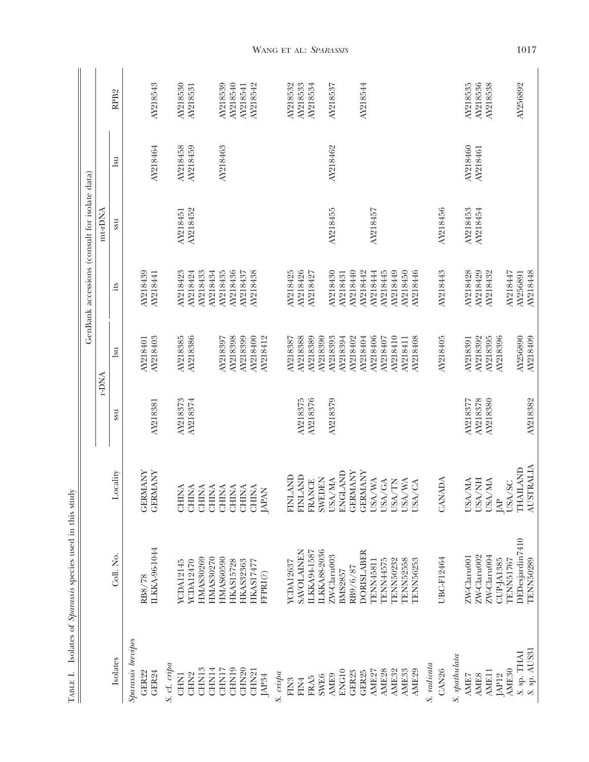TABLE I. Isolates of *Sparassis* species used in this study

| Isolates | Coll. No. | Locality | GenBank accessions (consult for isolate data) | | | | | |
|---|---|---|---|---|---|---|---|---|
| | | | r-DNA | | | mt-rDNA | | |
| | | | ssu | lsu | its | ssu | lsu | RPB2 |
| *Sparassis brevipes* | | | | | | | | |
| GER22 | RB8/78 | GERMANY | | AY218401 | AY218439 | | | |
| GER24 | ILKKA-96-1044 | GERMANY | AY218381 | AY218403 | AY218441 | | AY218464 | AY218543 |
| *S.* cf. *cripa* | | | | | | | | |
| CHN1 | YCDA12145 | CHINA | AY218373 | AY218385 | AY218423 | AY218451 | AY218458 | AY218530 |
| CHN2 | YCDA12470 | CHINA | AY218374 | AY218386 | AY218424 | AY218452 | AY218459 | AY218531 |
| CHN13 | HMAS30269 | CHINA | | | AY218433 | | | |
| CHN14 | HMAS30270 | CHINA | | | AY218434 | | | |
| CHN17 | HMAS60590 | CHINA | | AY218397 | AY218435 | | AY218463 | AY218539 |
| CHN19 | HKAS15728 | CHINA | | AY218398 | AY218436 | | | AY218540 |
| CHN20 | HKAS32363 | CHINA | | AY218399 | AY218437 | | | AY218541 |
| CHN21 | HKAS17477 | CHINA | | AY218400 | AY218438 | | | AY218542 |
| JAP34 | FFPRI(?) | JAPAN | | AY218412 | | | | |
| *S. crispa* | | | | | | | | |
| FIN3 | YCDA12637 | FINLAND | | AY218387 | AY218425 | | | AY218532 |
| FIN4 | SAVOLAINEN | FINLAND | AY218375 | AY218388 | AY218426 | | | AY218533 |
| FRA5 | ILKKA94-1587 | FRANCE | AY218376 | AY218389 | AY218427 | | | AY218534 |
| SWE6 | ILKKA88-2036 | SWEDEN | | AY218390 | | | | |
| AME9 | ZW-Claru003 | USA/MA | AY218379 | AY218393 | AY218430 | AY218455 | AY218462 | AY218537 |
| ENG10 | BMS2857 | ENGLAND | | AY218394 | AY218431 | | | |
| GER23 | RB9/6/87 | GERMANY | | AY218402 | AY218440 | | | |
| GER25 | DORISLABER | GERMANY | | AY218404 | AY218442 | | | AY218544 |
| AME27 | TENN45811 | USA/WA | | AY218406 | AY218444 | AY218457 | | |
| AME28 | TENN44575 | USA/GA | | AY218407 | AY218445 | | | |
| AME32 | TENN50232 | USA/TN | | AY218410 | AY218449 | | | |
| AME33 | TENN52558 | USA/WA | | AY218411 | AY218450 | | | |
| AME29 | TENN56253 | USA/CA | | AY218408 | AY218446 | | | |
| *S. radicata* | | | | | | | | |
| CAN26 | UBC-F12464 | CANADA | | AY218405 | AY218443 | AY218456 | | |
| *S. spathulata* | | | | | | | | |
| AME7 | ZW-Claru001 | USA/MA | AY218377 | AY218391 | AY218428 | AY218453 | AY218460 | AY218535 |
| AME8 | ZW-Claru002 | USA/NH | AY218378 | AY218392 | AY218429 | AY218454 | AY218461 | AY218536 |
| AME11 | ZW-Claru004 | USA/MA | AY218380 | AY218395 | AY218432 | | | AY218538 |
| JAP12 | CUP-JA1385 | JAP | | AY218396 | | | | |
| AME30 | TENN51767 | USA/SC | | | AY218447 | | | |
| *S.* sp. THAI | DEDesjardin7410 | THAILAND | | AY256890 | AY256891 | | | AY256892 |
| *S.* sp. AUS31 | TENN50289 | AUSTRALIA | AY218382 | AY218409 | AY218448 | | | |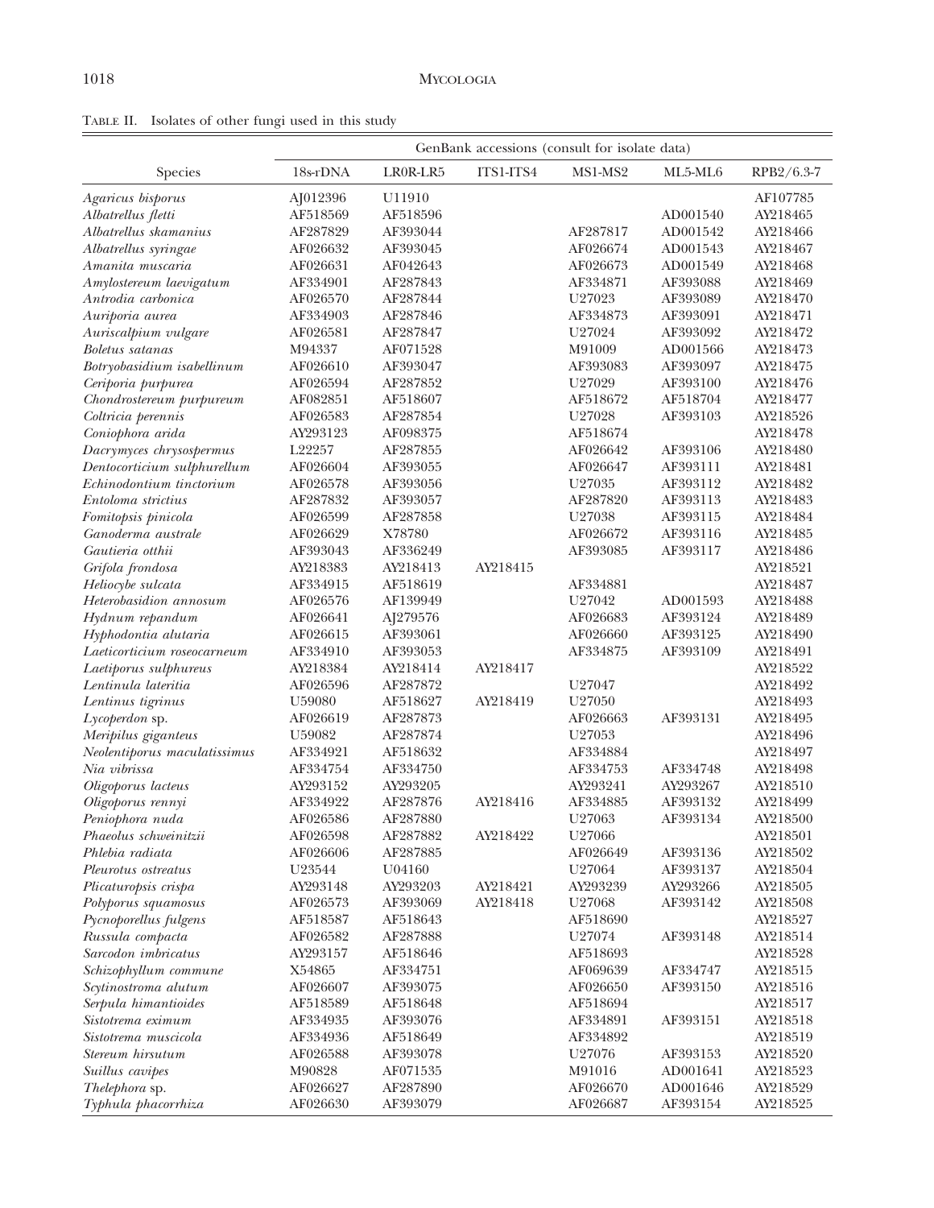TABLE II. Isolates of other fungi used in this study

| Species | GenBank accessions (consult for isolate data) | | | | | |
|---|---|---|---|---|---|---|
| | 18s-rDNA | LR0R-LR5 | ITS1-ITS4 | MS1-MS2 | ML5-ML6 | RPB2/6.3-7 |
| *Agaricus bisporus* | AJ012396 | U11910 | | | | AF107785 |
| *Albatrellus fletti* | AF518569 | AF518596 | | | AD001540 | AY218465 |
| *Albatrellus skamanius* | AF287829 | AF393044 | | AF287817 | AD001542 | AY218466 |
| *Albatrellus syringae* | AF026632 | AF393045 | | AF026674 | AD001543 | AY218467 |
| *Amanita muscaria* | AF026631 | AF042643 | | AF026673 | AD001549 | AY218468 |
| *Amylostereum laevigatum* | AF334901 | AF287843 | | AF334871 | AF393088 | AY218469 |
| *Antrodia carbonica* | AF026570 | AF287844 | | U27023 | AF393089 | AY218470 |
| *Auriporia aurea* | AF334903 | AF287846 | | AF334873 | AF393091 | AY218471 |
| *Auriscalpium vulgare* | AF026581 | AF287847 | | U27024 | AF393092 | AY218472 |
| *Boletus satanas* | M94337 | AF071528 | | M91009 | AD001566 | AY218473 |
| *Botryobasidium isabellinum* | AF026610 | AF393047 | | AF393083 | AF393097 | AY218475 |
| *Ceriporia purpurea* | AF026594 | AF287852 | | U27029 | AF393100 | AY218476 |
| *Chondrostereum purpureum* | AF082851 | AF518607 | | AF518672 | AF518704 | AY218477 |
| *Coltricia perennis* | AF026583 | AF287854 | | U27028 | AF393103 | AY218526 |
| *Coniophora arida* | AY293123 | AF098375 | | AF518674 | | AY218478 |
| *Dacrymyces chrysospermus* | L22257 | AF287855 | | AF026642 | AF393106 | AY218480 |
| *Dentocorticium sulphurellum* | AF026604 | AF393055 | | AF026647 | AF393111 | AY218481 |
| *Echinodontium tinctorium* | AF026578 | AF393056 | | U27035 | AF393112 | AY218482 |
| *Entoloma strictius* | AF287832 | AF393057 | | AF287820 | AF393113 | AY218483 |
| *Fomitopsis pinicola* | AF026599 | AF287858 | | U27038 | AF393115 | AY218484 |
| *Ganoderma australe* | AF026629 | X78780 | | AF026672 | AF393116 | AY218485 |
| *Gautieria otthii* | AF393043 | AF336249 | | AF393085 | AF393117 | AY218486 |
| *Grifola frondosa* | AY218383 | AY218413 | AY218415 | | | AY218521 |
| *Heliocybe sulcata* | AF334915 | AF518619 | | AF334881 | | AY218487 |
| *Heterobasidion annosum* | AF026576 | AF139949 | | U27042 | AD001593 | AY218488 |
| *Hydnum repandum* | AF026641 | AJ279576 | | AF026683 | AF393124 | AY218489 |
| *Hyphodontia alutaria* | AF026615 | AF393061 | | AF026660 | AF393125 | AY218490 |
| *Laeticorticium roseocarneum* | AF334910 | AF393053 | | AF334875 | AF393109 | AY218491 |
| *Laetiporus sulphureus* | AY218384 | AY218414 | AY218417 | | | AY218522 |
| *Lentinula lateritia* | AF026596 | AF287872 | | U27047 | | AY218492 |
| *Lentinus tigrinus* | U59080 | AF518627 | AY218419 | U27050 | | AY218493 |
| *Lycoperdon* sp. | AF026619 | AF287873 | | AF026663 | AF393131 | AY218495 |
| *Meripilus giganteus* | U59082 | AF287874 | | U27053 | | AY218496 |
| *Neolentiporus maculatissimus* | AF334921 | AF518632 | | AF334884 | | AY218497 |
| *Nia vibrissa* | AF334754 | AF334750 | | AF334753 | AF334748 | AY218498 |
| *Oligoporus lacteus* | AY293152 | AY293205 | | AY293241 | AY293267 | AY218510 |
| *Oligoporus rennyi* | AF334922 | AF287876 | AY218416 | AF334885 | AF393132 | AY218499 |
| *Peniophora nuda* | AF026586 | AF287880 | | U27063 | AF393134 | AY218500 |
| *Phaeolus schweinitzii* | AF026598 | AF287882 | AY218422 | U27066 | | AY218501 |
| *Phlebia radiata* | AF026606 | AF287885 | | AF026649 | AF393136 | AY218502 |
| *Pleurotus ostreatus* | U23544 | U04160 | | U27064 | AF393137 | AY218504 |
| *Plicaturopsis crispa* | AY293148 | AY293203 | AY218421 | AY293239 | AY293266 | AY218505 |
| *Polyporus squamosus* | AF026573 | AF393069 | AY218418 | U27068 | AF393142 | AY218508 |
| *Pycnoporellus fulgens* | AF518587 | AF518643 | | AF518690 | | AY218527 |
| *Russula compacta* | AF026582 | AF287888 | | U27074 | AF393148 | AY218514 |
| *Sarcodon imbricatus* | AY293157 | AF518646 | | AF518693 | | AY218528 |
| *Schizophyllum commune* | X54865 | AF334751 | | AF069639 | AF334747 | AY218515 |
| *Scytinostroma alutum* | AF026607 | AF393075 | | AF026650 | AF393150 | AY218516 |
| *Serpula himantioides* | AF518589 | AF518648 | | AF518694 | | AY218517 |
| *Sistotrema eximum* | AF334935 | AF393076 | | AF334891 | AF393151 | AY218518 |
| *Sistotrema muscicola* | AF334936 | AF518649 | | AF334892 | | AY218519 |
| *Stereum hirsutum* | AF026588 | AF393078 | | U27076 | AF393153 | AY218520 |
| *Suillus cavipes* | M90828 | AF071535 | | M91016 | AD001641 | AY218523 |
| *Thelephora* sp. | AF026627 | AF287890 | | AF026670 | AD001646 | AY218529 |
| *Typhula phacorrhiza* | AF026630 | AF393079 | | AF026687 | AF393154 | AY218525 |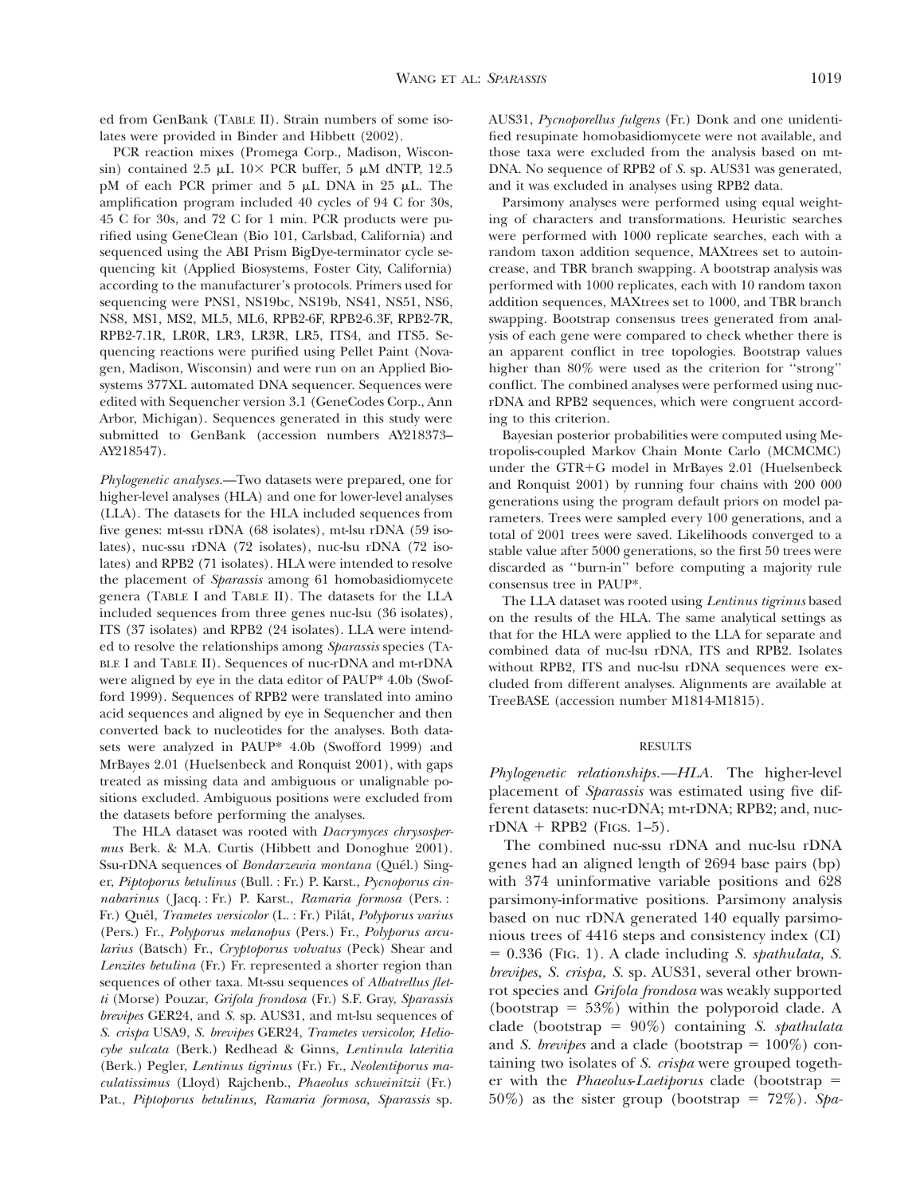ed from GenBank (TABLE II). Strain numbers of some isolates were provided in Binder and Hibbett (2002).

PCR reaction mixes (Promega Corp., Madison, Wisconsin) contained 2.5 μL 10× PCR buffer, 5 μM dNTP, 12.5 pM of each PCR primer and 5 μL DNA in 25 μL. The amplification program included 40 cycles of 94 C for 30s, 45 C for 30s, and 72 C for 1 min. PCR products were purified using GeneClean (Bio 101, Carlsbad, California) and sequenced using the ABI Prism BigDye-terminator cycle sequencing kit (Applied Biosystems, Foster City, California) according to the manufacturer's protocols. Primers used for sequencing were PNS1, NS19bc, NS19b, NS41, NS51, NS6, NS8, MS1, MS2, ML5, ML6, RPB2-6F, RPB2-6.3F, RPB2-7R, RPB2-7.1R, LR0R, LR3, LR3R, LR5, ITS4, and ITS5. Sequencing reactions were purified using Pellet Paint (Novagen, Madison, Wisconsin) and were run on an Applied Biosystems 377XL automated DNA sequencer. Sequences were edited with Sequencher version 3.1 (GeneCodes Corp., Ann Arbor, Michigan). Sequences generated in this study were submitted to GenBank (accession numbers AY218373–AY218547).

*Phylogenetic analyses.*—Two datasets were prepared, one for higher-level analyses (HLA) and one for lower-level analyses (LLA). The datasets for the HLA included sequences from five genes: mt-ssu rDNA (68 isolates), mt-lsu rDNA (59 isolates), nuc-ssu rDNA (72 isolates), nuc-lsu rDNA (72 isolates) and RPB2 (71 isolates). HLA were intended to resolve the placement of *Sparassis* among 61 homobasidiomycete genera (TABLE I and TABLE II). The datasets for the LLA included sequences from three genes nuc-lsu (36 isolates), ITS (37 isolates) and RPB2 (24 isolates). LLA were intended to resolve the relationships among *Sparassis* species (TABLE I and TABLE II). Sequences of nuc-rDNA and mt-rDNA were aligned by eye in the data editor of PAUP* 4.0b (Swofford 1999). Sequences of RPB2 were translated into amino acid sequences and aligned by eye in Sequencher and then converted back to nucleotides for the analyses. Both datasets were analyzed in PAUP* 4.0b (Swofford 1999) and MrBayes 2.01 (Huelsenbeck and Ronquist 2001), with gaps treated as missing data and ambiguous or unalignable positions excluded. Ambiguous positions were excluded from the datasets before performing the analyses.

The HLA dataset was rooted with *Dacrymyces chrysospermus* Berk. & M.A. Curtis (Hibbett and Donoghue 2001). Ssu-rDNA sequences of *Bondarzewia montana* (Quél.) Singer, *Piptoporus betulinus* (Bull. : Fr.) P. Karst., *Pycnoporus cinnabarinus* (Jacq. : Fr.) P. Karst., *Ramaria formosa* (Pers. : Fr.) Quél, *Trametes versicolor* (L. : Fr.) Pilát, *Polyporus varius* (Pers.) Fr., *Polyporus melanopus* (Pers.) Fr., *Polyporus arcularius* (Batsch) Fr., *Cryptoporus volvatus* (Peck) Shear and *Lenzites betulina* (Fr.) Fr. represented a shorter region than sequences of other taxa. Mt-ssu sequences of *Albatrellus flettii* (Morse) Pouzar, *Grifola frondosa* (Fr.) S.F. Gray, *Sparassis brevipes* GER24, and *S.* sp. AUS31, and mt-lsu sequences of *S. crispa* USA9, *S. brevipes* GER24, *Trametes versicolor, Heliocybe sulcata* (Berk.) Redhead & Ginns, *Lentinula lateritia* (Berk.) Pegler, *Lentinus tigrinus* (Fr.) Fr., *Neolentiporus maculatissimus* (Lloyd) Rajchenb., *Phaeolus schweinitzii* (Fr.) Pat., *Piptoporus betulinus, Ramaria formosa, Sparassis* sp. AUS31, *Pycnoporellus fulgens* (Fr.) Donk and one unidentified resupinate homobasidiomycete were not available, and those taxa were excluded from the analysis based on mt-DNA. No sequence of RPB2 of *S.* sp. AUS31 was generated, and it was excluded in analyses using RPB2 data.

Parsimony analyses were performed using equal weighting of characters and transformations. Heuristic searches were performed with 1000 replicate searches, each with a random taxon addition sequence, MAXtrees set to autoincrease, and TBR branch swapping. A bootstrap analysis was performed with 1000 replicates, each with 10 random taxon addition sequences, MAXtrees set to 1000, and TBR branch swapping. Bootstrap consensus trees generated from analysis of each gene were compared to check whether there is an apparent conflict in tree topologies. Bootstrap values higher than 80% were used as the criterion for "strong" conflict. The combined analyses were performed using nuc-rDNA and RPB2 sequences, which were congruent according to this criterion.

Bayesian posterior probabilities were computed using Metropolis-coupled Markov Chain Monte Carlo (MCMCMC) under the GTR+G model in MrBayes 2.01 (Huelsenbeck and Ronquist 2001) by running four chains with 200 000 generations using the program default priors on model parameters. Trees were sampled every 100 generations, and a total of 2001 trees were saved. Likelihoods converged to a stable value after 5000 generations, so the first 50 trees were discarded as "burn-in" before computing a majority rule consensus tree in PAUP*.

The LLA dataset was rooted using *Lentinus tigrinus* based on the results of the HLA. The same analytical settings as that for the HLA were applied to the LLA for separate and combined data of nuc-lsu rDNA, ITS and RPB2. Isolates without RPB2, ITS and nuc-lsu rDNA sequences were excluded from different analyses. Alignments are available at TreeBASE (accession number M1814-M1815).

## RESULTS

*Phylogenetic relationships.*—*HLA.* The higher-level placement of *Sparassis* was estimated using five different datasets: nuc-rDNA; mt-rDNA; RPB2; and, nuc-rDNA + RPB2 (FIGS. 1–5).

The combined nuc-ssu rDNA and nuc-lsu rDNA genes had an aligned length of 2694 base pairs (bp) with 374 uninformative variable positions and 628 parsimony-informative positions. Parsimony analysis based on nuc rDNA generated 140 equally parsimonious trees of 4416 steps and consistency index (CI) = 0.336 (FIG. 1). A clade including *S. spathulata, S. brevipes, S. crispa, S.* sp. AUS31, several other brown-rot species and *Grifola frondosa* was weakly supported (bootstrap = 53%) within the polyporoid clade. A clade (bootstrap = 90%) containing *S. spathulata* and *S. brevipes* and a clade (bootstrap = 100%) containing two isolates of *S. crispa* were grouped together with the *Phaeolus-Laetiporus* clade (bootstrap = 50%) as the sister group (bootstrap = 72%). *Spa-*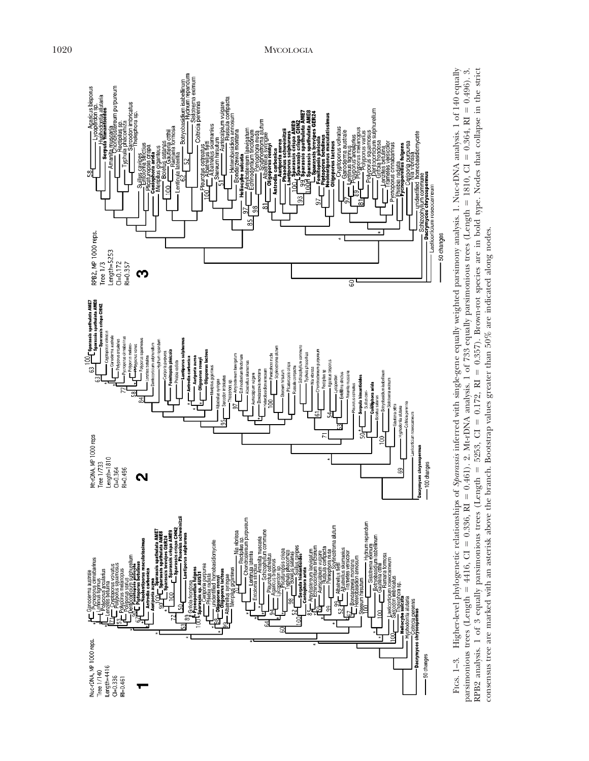FIGS. 1–3. Higher-level phylogenetic relationships of *Sparassis* inferred with single-gene equally weighted parsimony analysis. 1. Nuc-rDNA analysis. 1 of 140 equally parsimonious trees (Length = 4416, CI = 0.336, RI = 0.461). 2. Mt-rDNA analysis. 1 of 733 equally parsimonious trees (Length = 1810, CI = 0.364, RI = 0.496). 3. RPB2 analysis. 1 of 3 equally parsimonious trees (Length = 5253, CI = 0.172, RI = 0.357). Brown-rot species are in bold type. Nodes that collapse in the strict consensus tree are marked with an asterisk above the branch. Bootstrap values greater than 50% are indicated along nodes.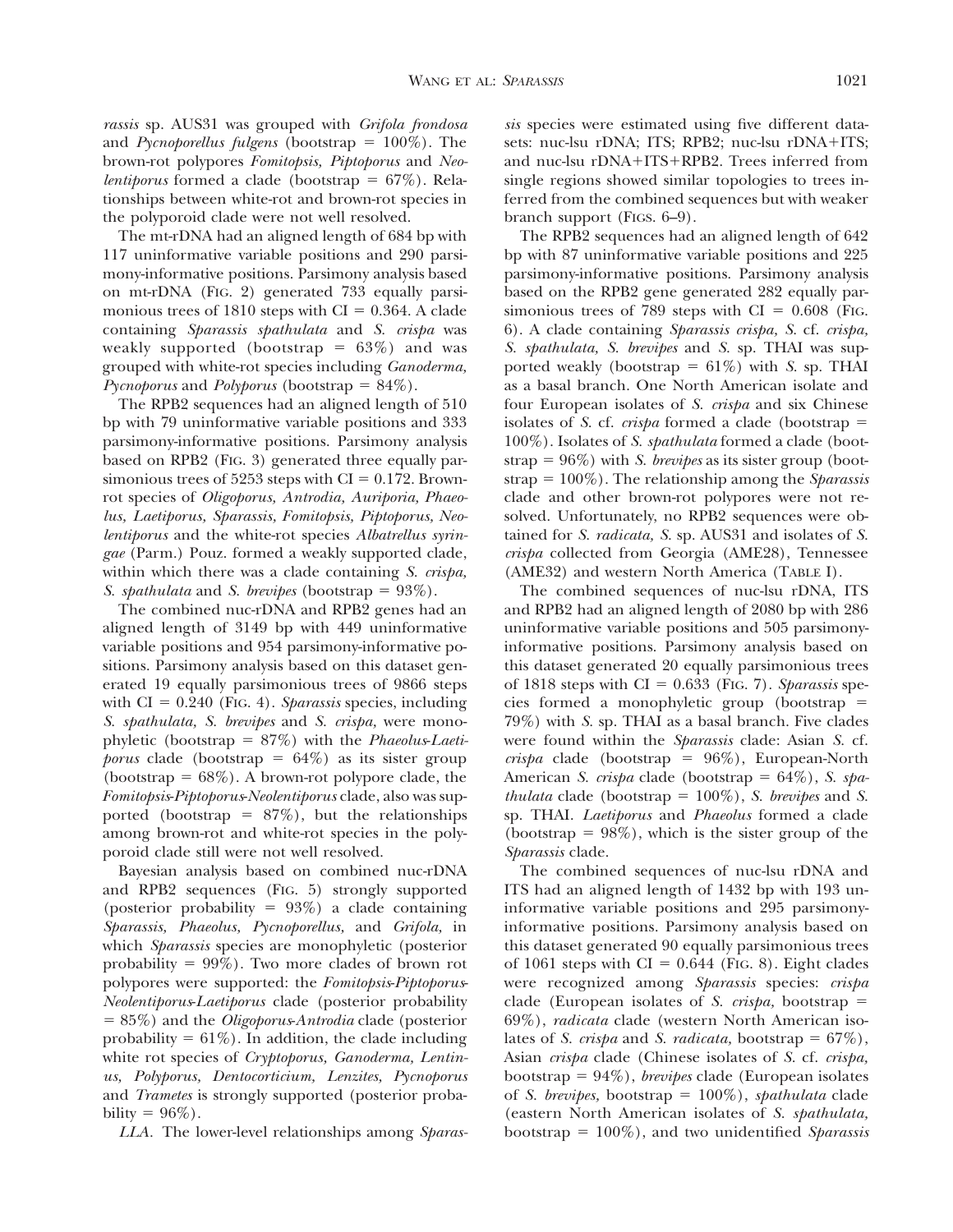*rassis* sp. AUS31 was grouped with *Grifola frondosa* and *Pycnoporellus fulgens* (bootstrap = 100%). The brown-rot polypores *Fomitopsis, Piptoporus* and *Neolentiporus* formed a clade (bootstrap = 67%). Relationships between white-rot and brown-rot species in the polyporoid clade were not well resolved.

The mt-rDNA had an aligned length of 684 bp with 117 uninformative variable positions and 290 parsimony-informative positions. Parsimony analysis based on mt-rDNA (FIG. 2) generated 733 equally parsimonious trees of 1810 steps with CI = 0.364. A clade containing *Sparassis spathulata* and *S. crispa* was weakly supported (bootstrap = 63%) and was grouped with white-rot species including *Ganoderma, Pycnoporus* and *Polyporus* (bootstrap = 84%).

The RPB2 sequences had an aligned length of 510 bp with 79 uninformative variable positions and 333 parsimony-informative positions. Parsimony analysis based on RPB2 (FIG. 3) generated three equally parsimonious trees of 5253 steps with CI = 0.172. Brown-rot species of *Oligoporus, Antrodia, Auriporia, Phaeolus, Laetiporus, Sparassis, Fomitopsis, Piptoporus, Neolentiporus* and the white-rot species *Albatrellus syringae* (Parm.) Pouz. formed a weakly supported clade, within which there was a clade containing *S. crispa, S. spathulata* and *S. brevipes* (bootstrap = 93%).

The combined nuc-rDNA and RPB2 genes had an aligned length of 3149 bp with 449 uninformative variable positions and 954 parsimony-informative positions. Parsimony analysis based on this dataset generated 19 equally parsimonious trees of 9866 steps with CI = 0.240 (FIG. 4). *Sparassis* species, including *S. spathulata, S. brevipes* and *S. crispa,* were monophyletic (bootstrap = 87%) with the *Phaeolus-Laetiporus* clade (bootstrap = 64%) as its sister group (bootstrap = 68%). A brown-rot polypore clade, the *Fomitopsis-Piptoporus-Neolentiporus* clade, also was supported (bootstrap = 87%), but the relationships among brown-rot and white-rot species in the polyporoid clade still were not well resolved.

Bayesian analysis based on combined nuc-rDNA and RPB2 sequences (FIG. 5) strongly supported (posterior probability = 93%) a clade containing *Sparassis, Phaeolus, Pycnoporellus,* and *Grifola,* in which *Sparassis* species are monophyletic (posterior probability = 99%). Two more clades of brown rot polypores were supported: the *Fomitopsis-Piptoporus-Neolentiporus-Laetiporus* clade (posterior probability = 85%) and the *Oligoporus-Antrodia* clade (posterior probability = 61%). In addition, the clade including white rot species of *Cryptoporus, Ganoderma, Lentinus, Polyporus, Dentocorticium, Lenzites, Pycnoporus* and *Trametes* is strongly supported (posterior probability = 96%).

*LLA.* The lower-level relationships among *Sparassis* species were estimated using five different datasets: nuc-lsu rDNA; ITS; RPB2; nuc-lsu rDNA+ITS; and nuc-lsu rDNA+ITS+RPB2. Trees inferred from single regions showed similar topologies to trees inferred from the combined sequences but with weaker branch support (FIGS. 6–9).

The RPB2 sequences had an aligned length of 642 bp with 87 uninformative variable positions and 225 parsimony-informative positions. Parsimony analysis based on the RPB2 gene generated 282 equally parsimonious trees of 789 steps with CI = 0.608 (FIG. 6). A clade containing *Sparassis crispa, S.* cf. *crispa, S. spathulata, S. brevipes* and *S.* sp. THAI was supported weakly (bootstrap = 61%) with *S.* sp. THAI as a basal branch. One North American isolate and four European isolates of *S. crispa* and six Chinese isolates of *S.* cf. *crispa* formed a clade (bootstrap = 100%). Isolates of *S. spathulata* formed a clade (bootstrap = 96%) with *S. brevipes* as its sister group (bootstrap = 100%). The relationship among the *Sparassis* clade and other brown-rot polypores were not resolved. Unfortunately, no RPB2 sequences were obtained for *S. radicata, S.* sp. AUS31 and isolates of *S. crispa* collected from Georgia (AME28), Tennessee (AME32) and western North America (TABLE I).

The combined sequences of nuc-lsu rDNA, ITS and RPB2 had an aligned length of 2080 bp with 286 uninformative variable positions and 505 parsimony-informative positions. Parsimony analysis based on this dataset generated 20 equally parsimonious trees of 1818 steps with CI = 0.633 (FIG. 7). *Sparassis* species formed a monophyletic group (bootstrap = 79%) with *S.* sp. THAI as a basal branch. Five clades were found within the *Sparassis* clade: Asian *S.* cf. *crispa* clade (bootstrap = 96%), European-North American *S. crispa* clade (bootstrap = 64%), *S. spathulata* clade (bootstrap = 100%), *S. brevipes* and *S.* sp. THAI. *Laetiporus* and *Phaeolus* formed a clade (bootstrap = 98%), which is the sister group of the *Sparassis* clade.

The combined sequences of nuc-lsu rDNA and ITS had an aligned length of 1432 bp with 193 uninformative variable positions and 295 parsimony-informative positions. Parsimony analysis based on this dataset generated 90 equally parsimonious trees of 1061 steps with CI = 0.644 (FIG. 8). Eight clades were recognized among *Sparassis* species: *crispa* clade (European isolates of *S. crispa,* bootstrap = 69%), *radicata* clade (western North American isolates of *S. crispa* and *S. radicata,* bootstrap = 67%), Asian *crispa* clade (Chinese isolates of *S.* cf. *crispa,* bootstrap = 94%), *brevipes* clade (European isolates of *S. brevipes,* bootstrap = 100%), *spathulata* clade (eastern North American isolates of *S. spathulata,* bootstrap = 100%), and two unidentified *Sparassis*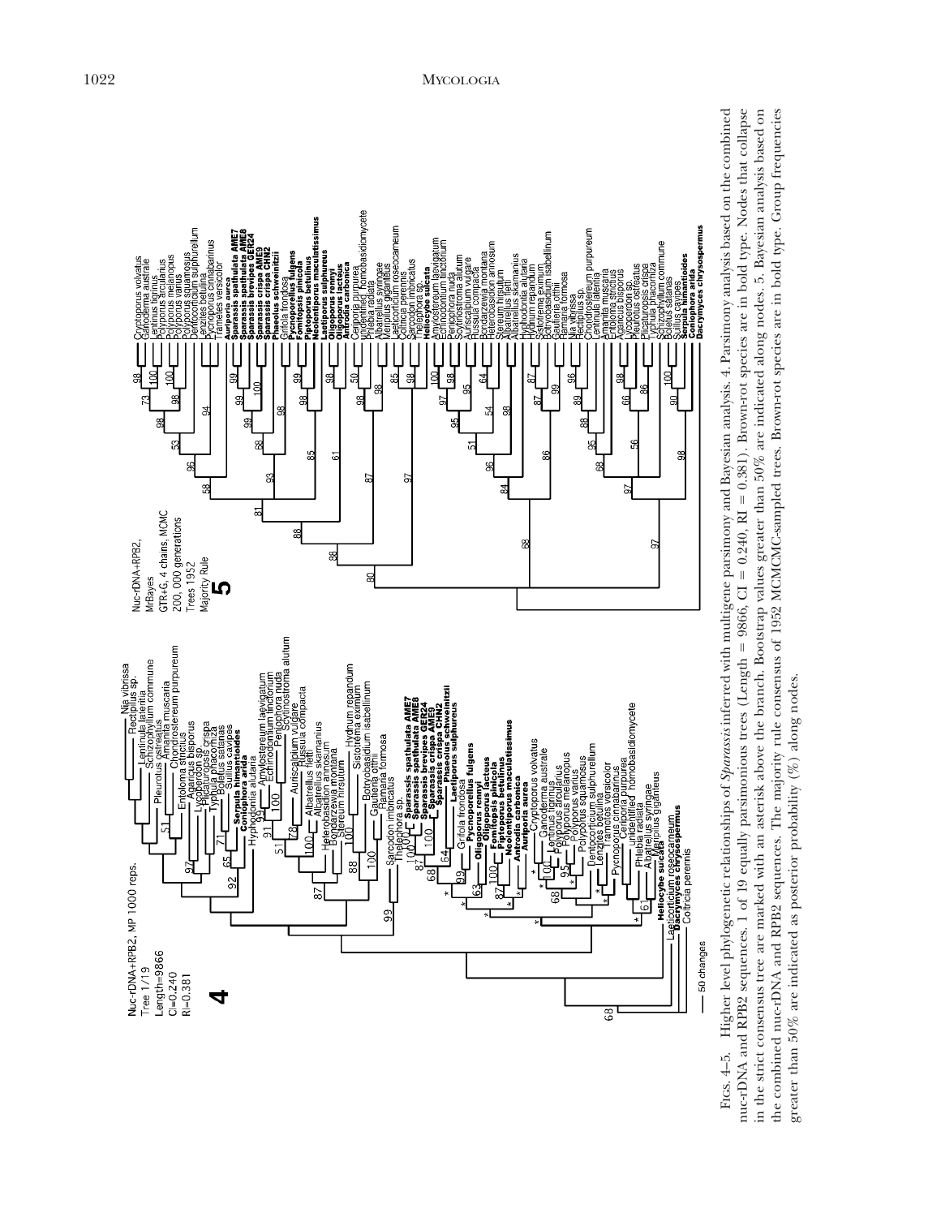FIGS. 4–5. Higher level phylogenetic relationships of *Sparassis* inferred with multigene parsimony and Bayesian analysis. 4. Parsimony analysis based on the combined nuc-rDNA and RPB2 sequences. 1 of 19 equally parsimonious trees (Length = 9866, CI = 0.240, RI = 0.381). Brown-rot species are in bold type. Nodes that collapse in the strict consensus tree are marked with an asterisk above the branch. Bootstrap values greater than 50% are indicated along nodes. 5. Bayesian analysis based on the combined nuc-rDNA and RPB2 sequences. The majority rule consensus of 1952 MCMCMC-sampled trees. Brown-rot species are in bold type. Group frequencies greater than 50% are indicated as posterior probability (%) along nodes.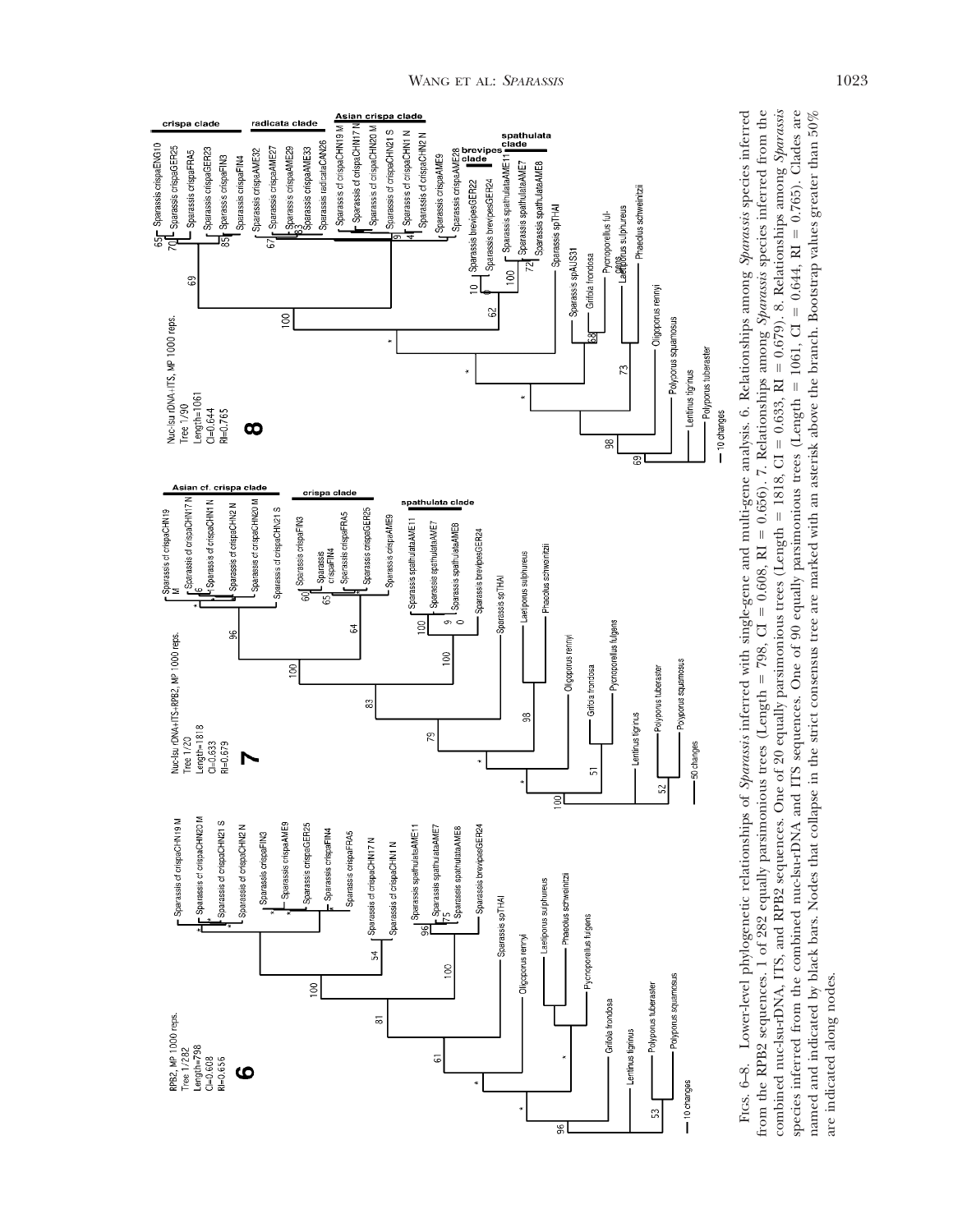FIGS. 6–8. Lower-level phylogenetic relationships of *Sparassis* inferred with single-gene and multi-gene analysis. 6. Relationships among *Sparassis* species inferred from the RPB2 sequences. 1 of 282 equally parsimonious trees (Length = 798, CI = 0.608, RI = 0.656). 7. Relationships among *Sparassis* species inferred from the combined nuc-lsu-rDNA, ITS, and RPB2 sequences. One of 20 equally parsimonious trees (Length = 1818, CI = 0.633, RI = 0.679). 8. Relationships among *Sparassis* species inferred from the combined nuc-lsu-rDNA and ITS sequences. One of 90 equally parsimonious trees (Length = 1061, CI = 0.644, RI = 0.765). Clades are named and indicated by black bars. Nodes that collapse in the strict consensus tree are marked with an asterisk above the branch. Bootstrap values greater than 50% are indicated along nodes.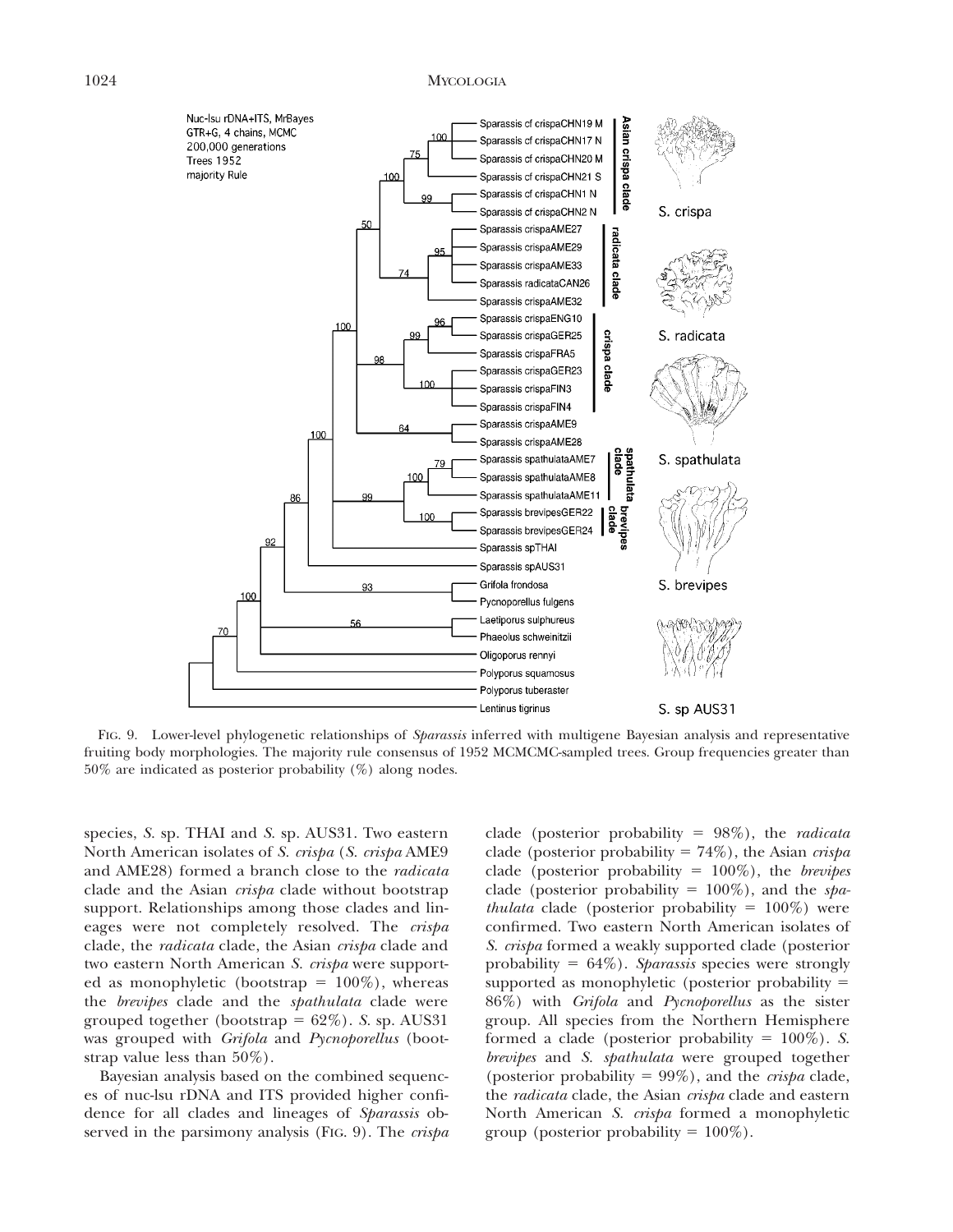FIG. 9. Lower-level phylogenetic relationships of *Sparassis* inferred with multigene Bayesian analysis and representative fruiting body morphologies. The majority rule consensus of 1952 MCMCMC-sampled trees. Group frequencies greater than 50% are indicated as posterior probability (%) along nodes.

species, *S.* sp. THAI and *S.* sp. AUS31. Two eastern North American isolates of *S. crispa* (*S. crispa* AME9 and AME28) formed a branch close to the *radicata* clade and the Asian *crispa* clade without bootstrap support. Relationships among those clades and lineages were not completely resolved. The *crispa* clade, the *radicata* clade, the Asian *crispa* clade and two eastern North American *S. crispa* were supported as monophyletic (bootstrap = 100%), whereas the *brevipes* clade and the *spathulata* clade were grouped together (bootstrap = 62%). *S.* sp. AUS31 was grouped with *Grifola* and *Pycnoporellus* (bootstrap value less than 50%).

Bayesian analysis based on the combined sequences of nuc-lsu rDNA and ITS provided higher confidence for all clades and lineages of *Sparassis* observed in the parsimony analysis (FIG. 9). The *crispa* clade (posterior probability = 98%), the *radicata* clade (posterior probability = 74%), the Asian *crispa* clade (posterior probability = 100%), the *brevipes* clade (posterior probability = 100%), and the *spathulata* clade (posterior probability = 100%) were confirmed. Two eastern North American isolates of *S. crispa* formed a weakly supported clade (posterior probability = 64%). *Sparassis* species were strongly supported as monophyletic (posterior probability = 86%) with *Grifola* and *Pycnoporellus* as the sister group. All species from the Northern Hemisphere formed a clade (posterior probability = 100%). *S. brevipes* and *S. spathulata* were grouped together (posterior probability = 99%), and the *crispa* clade, the *radicata* clade, the Asian *crispa* clade and eastern North American *S. crispa* formed a monophyletic group (posterior probability = 100%).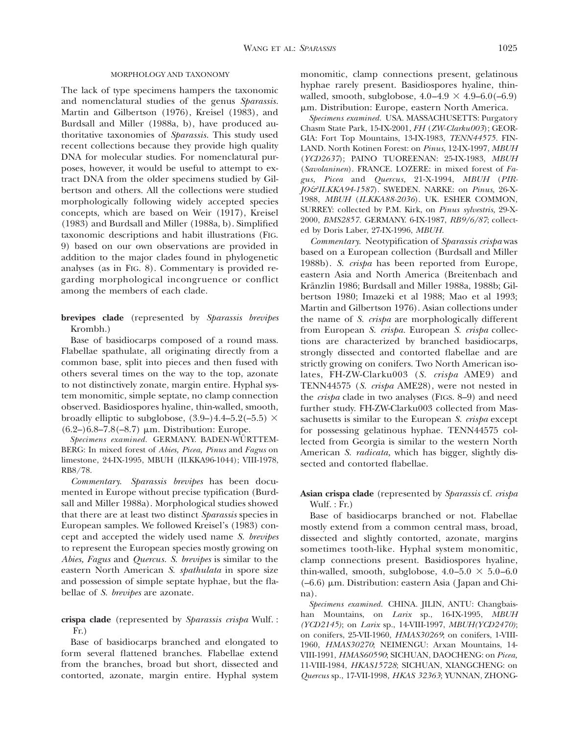## MORPHOLOGY AND TAXONOMY

The lack of type specimens hampers the taxonomic and nomenclatural studies of the genus *Sparassis.* Martin and Gilbertson (1976), Kreisel (1983), and Burdsall and Miller (1988a, b), have produced authoritative taxonomies of *Sparassis.* This study used recent collections because they provide high quality DNA for molecular studies. For nomenclatural purposes, however, it would be useful to attempt to extract DNA from the older specimens studied by Gilbertson and others. All the collections were studied morphologically following widely accepted species concepts, which are based on Weir (1917), Kreisel (1983) and Burdsall and Miller (1988a, b). Simplified taxonomic descriptions and habit illustrations (FIG. 9) based on our own observations are provided in addition to the major clades found in phylogenetic analyses (as in FIG. 8). Commentary is provided regarding morphological incongruence or conflict among the members of each clade.

**brevipes clade** (represented by *Sparassis brevipes* Krombh.)

Base of basidiocarps composed of a round mass. Flabellae spathulate, all originating directly from a common base, split into pieces and then fused with others several times on the way to the top, azonate to not distinctively zonate, margin entire. Hyphal system monomitic, simple septate, no clamp connection observed. Basidiospores hyaline, thin-walled, smooth, broadly elliptic to subglobose, (3.9–)4.4–5.2(–5.5) × (6.2–)6.8–7.8(–8.7) μm. Distribution: Europe.

*Specimens examined.* GERMANY. BADEN-WÜRTTEMBERG: In mixed forest of *Abies, Picea, Pinus* and *Fagus* on limestone, 24-IX-1995, MBUH (ILKKA96-1044); VIII-1978, RB8/78.

*Commentary. Sparassis brevipes* has been documented in Europe without precise typification (Burdsall and Miller 1988a). Morphological studies showed that there are at least two distinct *Sparassis* species in European samples. We followed Kreisel's (1983) concept and accepted the widely used name *S. brevipes* to represent the European species mostly growing on *Abies, Fagus* and *Quercus. S. brevipes* is similar to the eastern North American *S. spathulata* in spore size and possession of simple septate hyphae, but the flabellae of *S. brevipes* are azonate.

**crispa clade** (represented by *Sparassis crispa* Wulf. : Fr.)

Base of basidiocarps branched and elongated to form several flattened branches. Flabellae extend from the branches, broad but short, dissected and contorted, azonate, margin entire. Hyphal system monomitic, clamp connections present, gelatinous hyphae rarely present. Basidiospores hyaline, thin-walled, smooth, subglobose, 4.0–4.9 × 4.9–6.0(–6.9) μm. Distribution: Europe, eastern North America.

*Specimens examined.* USA. MASSACHUSETTS: Purgatory Chasm State Park, 15-IX-2001, *FH* (*ZW-Clarku003*); GEORGIA: Fort Top Mountains, 13-IX-1983, *TENN44575.* FINLAND. North Kotinen Forest: on *Pinus,* 12-IX-1997, *MBUH* (*YCD2637*); PAINO TUOREENAN: 25-IX-1983, *MBUH* (*Savolaninen*). FRANCE. LOZERE: in mixed forest of *Fagus, Picea* and *Quercus,* 21-X-1994, *MBUH* (*PIRJO&ILKKA94-1587*). SWEDEN. NARKE: on *Pinus,* 26-X-1988, *MBUH* (*ILKKA88-2036*). UK. ESHER COMMON, SURREY: collected by P.M. Kirk, on *Pinus sylvestris,* 29-X-2000, *BMS2857.* GERMANY. 6-IX-1987, *RB9/6/87*; collected by Doris Laber, 27-IX-1996, *MBUH.*

*Commentary.* Neotypification of *Sparassis crispa* was based on a European collection (Burdsall and Miller 1988b). *S. crispa* has been reported from Europe, eastern Asia and North America (Breitenbach and Kränzlin 1986; Burdsall and Miller 1988a, 1988b; Gilbertson 1980; Imazeki et al 1988; Mao et al 1993; Martin and Gilbertson 1976). Asian collections under the name of *S. crispa* are morphologically different from European *S. crispa.* European *S. crispa* collections are characterized by branched basidiocarps, strongly dissected and contorted flabellae and are strictly growing on conifers. Two North American isolates, FH-ZW-Clarku003 (*S. crispa* AME9) and TENN44575 (*S. crispa* AME28), were not nested in the *crispa* clade in two analyses (FIGS. 8–9) and need further study. FH-ZW-Clarku003 collected from Massachusetts is similar to the European *S. crispa* except for possessing gelatinous hyphae. TENN44575 collected from Georgia is similar to the western North American *S. radicata,* which has bigger, slightly dissected and contorted flabellae.

**Asian crispa clade** (represented by *Sparassis* cf. *crispa* Wulf. : Fr.)

Base of basidiocarps branched or not. Flabellae mostly extend from a common central mass, broad, dissected and slightly contorted, azonate, margins sometimes tooth-like. Hyphal system monomitic, clamp connections present. Basidiospores hyaline, thin-walled, smooth, subglobose, 4.0–5.0 × 5.0–6.0 (–6.6) μm. Distribution: eastern Asia (Japan and China).

*Specimens examined.* CHINA. JILIN, ANTU: Changbaishan Mountains, on *Larix* sp., 16-IX-1995, *MBUH (YCD2145)*; on *Larix* sp., 14-VIII-1997, *MBUH(YCD2470)*; on conifers, 25-VII-1960, *HMAS30269*; on conifers, 1-VIII-1960, *HMAS30270*; NEIMENGU: Arxan Mountains, 14-VIII-1991, *HMAS60590*; SICHUAN, DAOCHENG: on *Picea,* 11-VIII-1984, *HKAS15728*; SICHUAN, XIANGCHENG: on *Quercus* sp., 17-VII-1998, *HKAS 32363*; YUNNAN, ZHONG-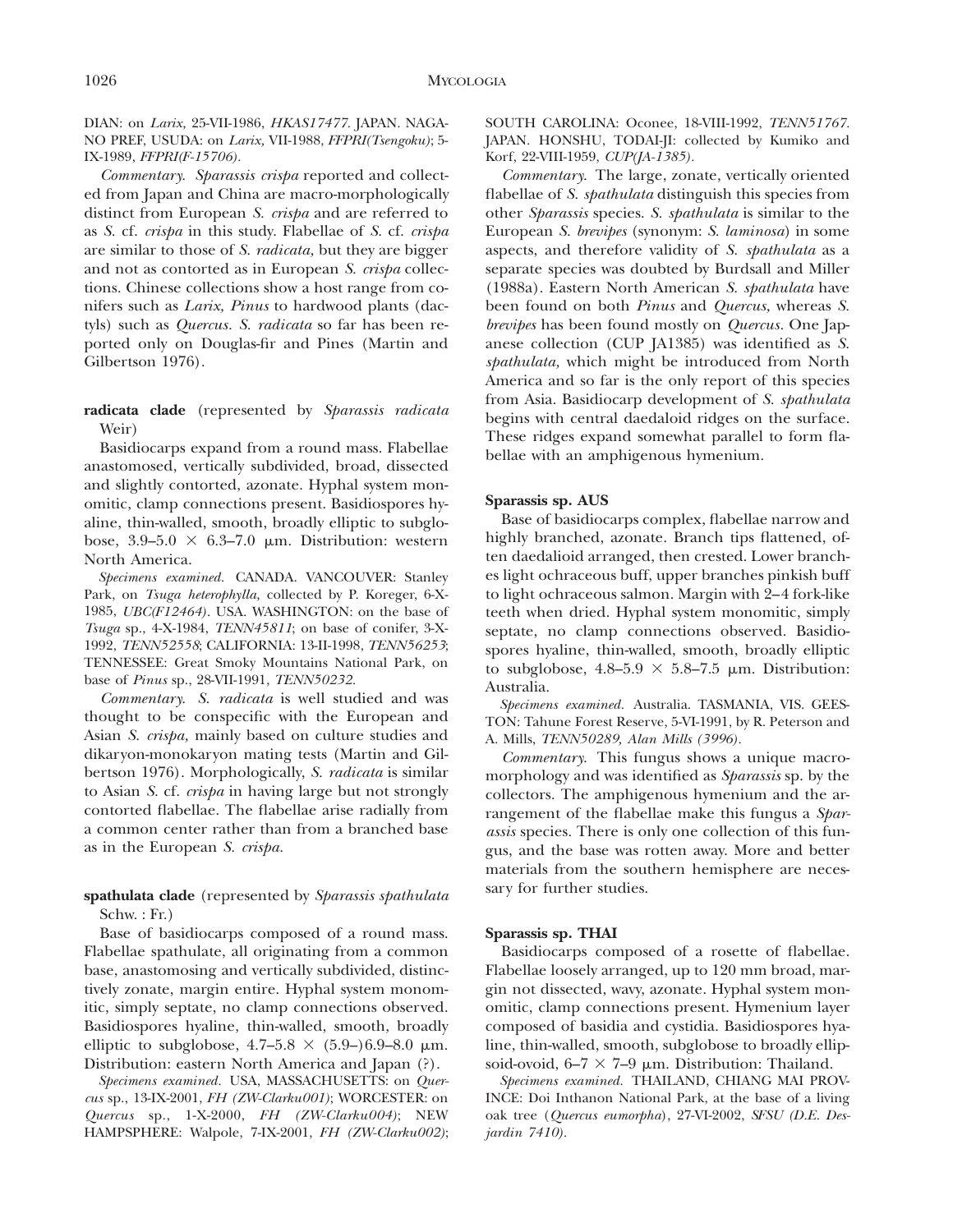DIAN: on *Larix*, 25-VII-1986, *HKAS17477*. JAPAN. NAGANO PREF, USUDA: on *Larix*, VII-1988, *FFPRI(Tsengoku)*; 5-IX-1989, *FFPRI(F-15706)*.

*Commentary.* *Sparassis crispa* reported and collected from Japan and China are macro-morphologically distinct from European *S. crispa* and are referred to as *S.* cf. *crispa* in this study. Flabellae of *S.* cf. *crispa* are similar to those of *S. radicata,* but they are bigger and not as contorted as in European *S. crispa* collections. Chinese collections show a host range from conifers such as *Larix, Pinus* to hardwood plants (dactyls) such as *Quercus*. *S. radicata* so far has been reported only on Douglas-fir and Pines (Martin and Gilbertson 1976).

**radicata clade** (represented by *Sparassis radicata* Weir)

Basidiocarps expand from a round mass. Flabellae anastomosed, vertically subdivided, broad, dissected and slightly contorted, azonate. Hyphal system monomitic, clamp connections present. Basidiospores hyaline, thin-walled, smooth, broadly elliptic to subglobose, 3.9–5.0 × 6.3–7.0 μm. Distribution: western North America.

*Specimens examined.* CANADA. VANCOUVER: Stanley Park, on *Tsuga heterophylla,* collected by P. Koreger, 6-X-1985, *UBC(F12464)*. USA. WASHINGTON: on the base of *Tsuga* sp., 4-X-1984, *TENN45811*; on base of conifer, 3-X-1992, *TENN52558*; CALIFORNIA: 13-II-1998, *TENN56253*; TENNESSEE: Great Smoky Mountains National Park, on base of *Pinus* sp., 28-VII-1991, *TENN50232*.

*Commentary.* *S. radicata* is well studied and was thought to be conspecific with the European and Asian *S. crispa,* mainly based on culture studies and dikaryon-monokaryon mating tests (Martin and Gilbertson 1976). Morphologically, *S. radicata* is similar to Asian *S.* cf. *crispa* in having large but not strongly contorted flabellae. The flabellae arise radially from a common center rather than from a branched base as in the European *S. crispa*.

**spathulata clade** (represented by *Sparassis spathulata* Schw. : Fr.)

Base of basidiocarps composed of a round mass. Flabellae spathulate, all originating from a common base, anastomosing and vertically subdivided, distinctively zonate, margin entire. Hyphal system monomitic, simply septate, no clamp connections observed. Basidiospores hyaline, thin-walled, smooth, broadly elliptic to subglobose, 4.7–5.8 × (5.9–)6.9–8.0 μm. Distribution: eastern North America and Japan (?).

*Specimens examined.* USA, MASSACHUSETTS: on *Quercus* sp., 13-IX-2001, *FH (ZW-Clarku001)*; WORCESTER: on *Quercus* sp., 1-X-2000, *FH (ZW-Clarku004)*; NEW HAMPSPHERE: Walpole, 7-IX-2001, *FH (ZW-Clarku002)*; SOUTH CAROLINA: Oconee, 18-VIII-1992, *TENN51767*. JAPAN. HONSHU, TODAI-JI: collected by Kumiko and Korf, 22-VIII-1959, *CUP(JA-1385)*.

*Commentary.* The large, zonate, vertically oriented flabellae of *S. spathulata* distinguish this species from other *Sparassis* species. *S. spathulata* is similar to the European *S. brevipes* (synonym: *S. laminosa*) in some aspects, and therefore validity of *S. spathulata* as a separate species was doubted by Burdsall and Miller (1988a). Eastern North American *S. spathulata* have been found on both *Pinus* and *Quercus,* whereas *S. brevipes* has been found mostly on *Quercus*. One Japanese collection (CUP JA1385) was identified as *S. spathulata,* which might be introduced from North America and so far is the only report of this species from Asia. Basidiocarp development of *S. spathulata* begins with central daedaloid ridges on the surface. These ridges expand somewhat parallel to form flabellae with an amphigenous hymenium.

**Sparassis sp. AUS**

Base of basidiocarps complex, flabellae narrow and highly branched, azonate. Branch tips flattened, often daedalioid arranged, then crested. Lower branches light ochraceous buff, upper branches pinkish buff to light ochraceous salmon. Margin with 2–4 fork-like teeth when dried. Hyphal system monomitic, simply septate, no clamp connections observed. Basidiospores hyaline, thin-walled, smooth, broadly elliptic to subglobose, 4.8–5.9 × 5.8–7.5 μm. Distribution: Australia.

*Specimens examined.* Australia. TASMANIA, VIS. GEESTON: Tahune Forest Reserve, 5-VI-1991, by R. Peterson and A. Mills, *TENN50289, Alan Mills (3996)*.

*Commentary.* This fungus shows a unique macromorphology and was identified as *Sparassis* sp. by the collectors. The amphigenous hymenium and the arrangement of the flabellae make this fungus a *Sparassis* species. There is only one collection of this fungus, and the base was rotten away. More and better materials from the southern hemisphere are necessary for further studies.

**Sparassis sp. THAI**

Basidiocarps composed of a rosette of flabellae. Flabellae loosely arranged, up to 120 mm broad, margin not dissected, wavy, azonate. Hyphal system monomitic, clamp connections present. Hymenium layer composed of basidia and cystidia. Basidiospores hyaline, thin-walled, smooth, subglobose to broadly ellipsoid-ovoid, 6–7 × 7–9 μm. Distribution: Thailand.

*Specimens examined.* THAILAND, CHIANG MAI PROVINCE: Doi Inthanon National Park, at the base of a living oak tree (*Quercus eumorpha*), 27-VI-2002, *SFSU (D.E. Desjardin 7410)*.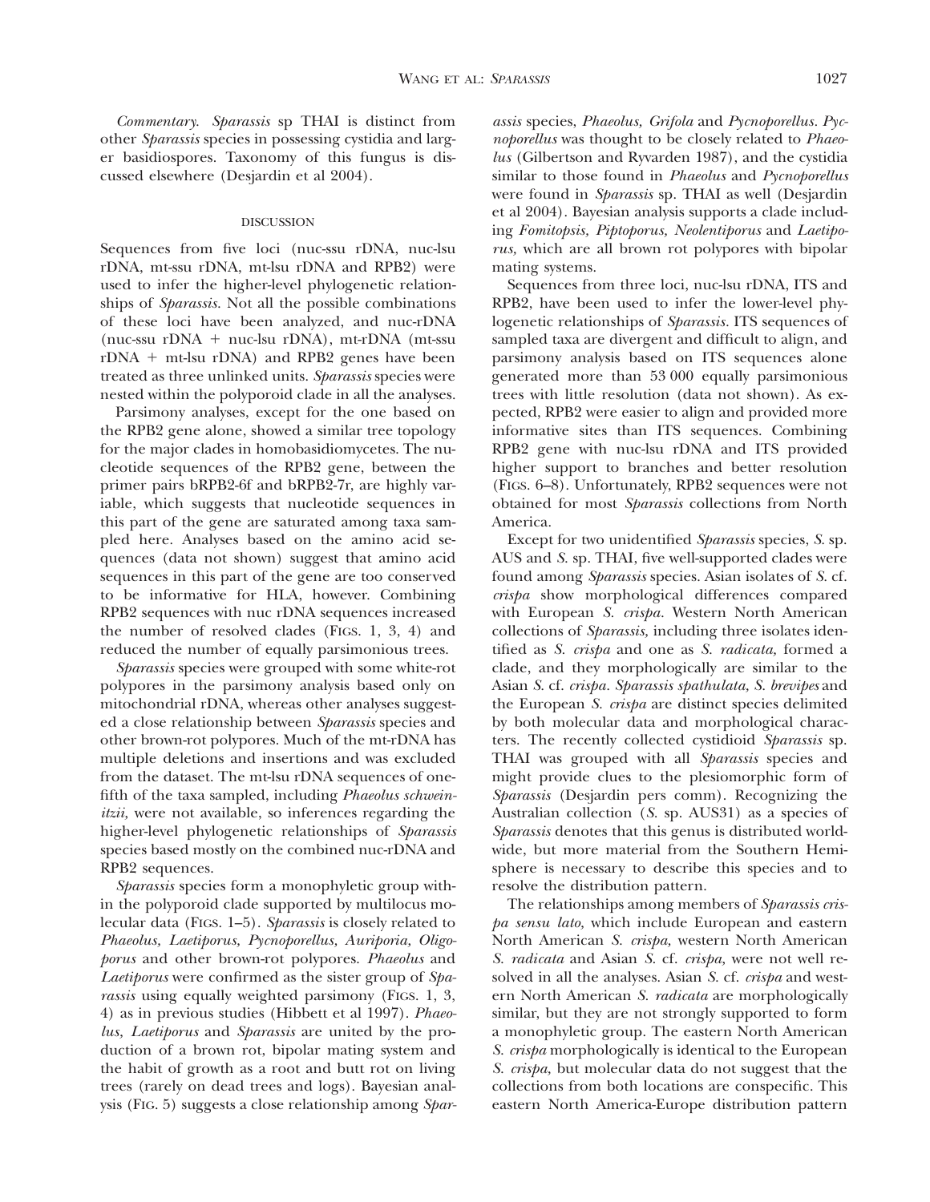*Commentary.* *Sparassis* sp THAI is distinct from other *Sparassis* species in possessing cystidia and larger basidiospores. Taxonomy of this fungus is discussed elsewhere (Desjardin et al 2004).

## DISCUSSION

Sequences from five loci (nuc-ssu rDNA, nuc-lsu rDNA, mt-ssu rDNA, mt-lsu rDNA and RPB2) were used to infer the higher-level phylogenetic relationships of *Sparassis*. Not all the possible combinations of these loci have been analyzed, and nuc-rDNA (nuc-ssu rDNA + nuc-lsu rDNA), mt-rDNA (mt-ssu rDNA + mt-lsu rDNA) and RPB2 genes have been treated as three unlinked units. *Sparassis* species were nested within the polyporoid clade in all the analyses.

Parsimony analyses, except for the one based on the RPB2 gene alone, showed a similar tree topology for the major clades in homobasidiomycetes. The nucleotide sequences of the RPB2 gene, between the primer pairs bRPB2-6f and bRPB2-7r, are highly variable, which suggests that nucleotide sequences in this part of the gene are saturated among taxa sampled here. Analyses based on the amino acid sequences (data not shown) suggest that amino acid sequences in this part of the gene are too conserved to be informative for HLA, however. Combining RPB2 sequences with nuc rDNA sequences increased the number of resolved clades (FIGS. 1, 3, 4) and reduced the number of equally parsimonious trees.

*Sparassis* species were grouped with some white-rot polypores in the parsimony analysis based only on mitochondrial rDNA, whereas other analyses suggested a close relationship between *Sparassis* species and other brown-rot polypores. Much of the mt-rDNA has multiple deletions and insertions and was excluded from the dataset. The mt-lsu rDNA sequences of one-fifth of the taxa sampled, including *Phaeolus schweinitzii,* were not available, so inferences regarding the higher-level phylogenetic relationships of *Sparassis* species based mostly on the combined nuc-rDNA and RPB2 sequences.

*Sparassis* species form a monophyletic group within the polyporoid clade supported by multilocus molecular data (FIGS. 1–5). *Sparassis* is closely related to *Phaeolus, Laetiporus, Pycnoporellus, Auriporia, Oligoporus* and other brown-rot polypores. *Phaeolus* and *Laetiporus* were confirmed as the sister group of *Sparassis* using equally weighted parsimony (FIGS. 1, 3, 4) as in previous studies (Hibbett et al 1997). *Phaeolus, Laetiporus* and *Sparassis* are united by the production of a brown rot, bipolar mating system and the habit of growth as a root and butt rot on living trees (rarely on dead trees and logs). Bayesian analysis (FIG. 5) suggests a close relationship among *Sparassis* species, *Phaeolus, Grifola* and *Pycnoporellus*. *Pycnoporellus* was thought to be closely related to *Phaeolus* (Gilbertson and Ryvarden 1987), and the cystidia similar to those found in *Phaeolus* and *Pycnoporellus* were found in *Sparassis* sp. THAI as well (Desjardin et al 2004). Bayesian analysis supports a clade including *Fomitopsis, Piptoporus, Neolentiporus* and *Laetiporus,* which are all brown rot polypores with bipolar mating systems.

Sequences from three loci, nuc-lsu rDNA, ITS and RPB2, have been used to infer the lower-level phylogenetic relationships of *Sparassis*. ITS sequences of sampled taxa are divergent and difficult to align, and parsimony analysis based on ITS sequences alone generated more than 53 000 equally parsimonious trees with little resolution (data not shown). As expected, RPB2 were easier to align and provided more informative sites than ITS sequences. Combining RPB2 gene with nuc-lsu rDNA and ITS provided higher support to branches and better resolution (FIGS. 6–8). Unfortunately, RPB2 sequences were not obtained for most *Sparassis* collections from North America.

Except for two unidentified *Sparassis* species, *S.* sp. AUS and *S.* sp. THAI, five well-supported clades were found among *Sparassis* species. Asian isolates of *S.* cf. *crispa* show morphological differences compared with European *S. crispa*. Western North American collections of *Sparassis,* including three isolates identified as *S. crispa* and one as *S. radicata,* formed a clade, and they morphologically are similar to the Asian *S.* cf. *crispa*. *Sparassis spathulata, S. brevipes* and the European *S. crispa* are distinct species delimited by both molecular data and morphological characters. The recently collected cystidioid *Sparassis* sp. THAI was grouped with all *Sparassis* species and might provide clues to the plesiomorphic form of *Sparassis* (Desjardin pers comm). Recognizing the Australian collection (*S.* sp. AUS31) as a species of *Sparassis* denotes that this genus is distributed worldwide, but more material from the Southern Hemisphere is necessary to describe this species and to resolve the distribution pattern.

The relationships among members of *Sparassis crispa sensu lato,* which include European and eastern North American *S. crispa,* western North American *S. radicata* and Asian *S.* cf. *crispa,* were not well resolved in all the analyses. Asian *S.* cf. *crispa* and western North American *S. radicata* are morphologically similar, but they are not strongly supported to form a monophyletic group. The eastern North American *S. crispa* morphologically is identical to the European *S. crispa,* but molecular data do not suggest that the collections from both locations are conspecific. This eastern North America-Europe distribution pattern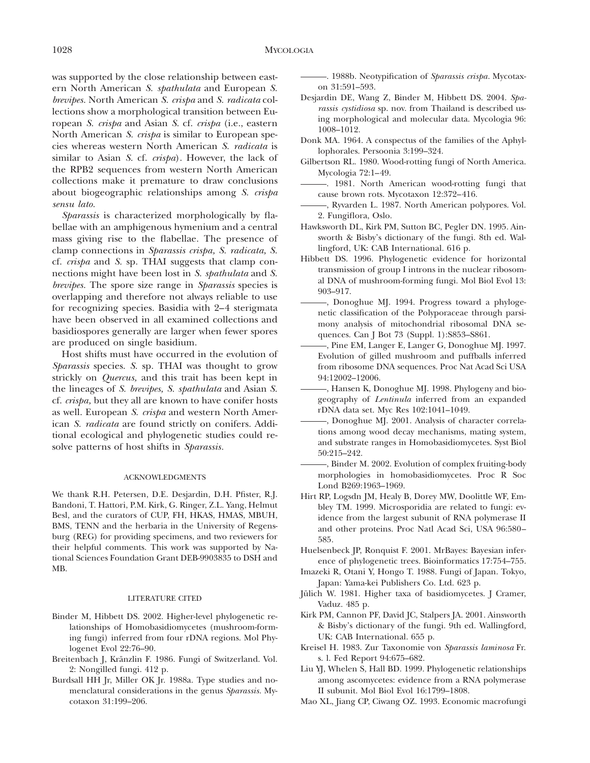was supported by the close relationship between eastern North American *S. spathulata* and European *S. brevipes*. North American *S. crispa* and *S. radicata* collections show a morphological transition between European *S. crispa* and Asian *S.* cf. *crispa* (i.e., eastern North American *S. crispa* is similar to European species whereas western North American *S. radicata* is similar to Asian *S.* cf. *crispa*). However, the lack of the RPB2 sequences from western North American collections make it premature to draw conclusions about biogeographic relationships among *S. crispa sensu lato*.

*Sparassis* is characterized morphologically by flabellae with an amphigenous hymenium and a central mass giving rise to the flabellae. The presence of clamp connections in *Sparassis crispa, S. radicata, S.* cf. *crispa* and *S.* sp. THAI suggests that clamp connections might have been lost in *S. spathulata* and *S. brevipes*. The spore size range in *Sparassis* species is overlapping and therefore not always reliable to use for recognizing species. Basidia with 2–4 sterigmata have been observed in all examined collections and basidiospores generally are larger when fewer spores are produced on single basidium.

Host shifts must have occurred in the evolution of *Sparassis* species. *S.* sp. THAI was thought to grow strickly on *Quercus,* and this trait has been kept in the lineages of *S. brevipes, S. spathulata* and Asian *S.* cf. *crispa,* but they all are known to have conifer hosts as well. European *S. crispa* and western North American *S. radicata* are found strictly on conifers. Additional ecological and phylogenetic studies could resolve patterns of host shifts in *Sparassis*.

## ACKNOWLEDGMENTS

We thank R.H. Petersen, D.E. Desjardin, D.H. Pfister, R.J. Bandoni, T. Hattori, P.M. Kirk, G. Ringer, Z.L. Yang, Helmut Besl, and the curators of CUP, FH, HKAS, HMAS, MBUH, BMS, TENN and the herbaria in the University of Regensburg (REG) for providing specimens, and two reviewers for their helpful comments. This work was supported by National Sciences Foundation Grant DEB-9903835 to DSH and MB.

## LITERATURE CITED

Binder M, Hibbett DS. 2002. Higher-level phylogenetic relationships of Homobasidiomycetes (mushroom-forming fungi) inferred from four rDNA regions. Mol Phylogenet Evol 22:76–90.

Breitenbach J, Kränzlin F. 1986. Fungi of Switzerland. Vol. 2: Nongilled fungi. 412 p.

Burdsall HH Jr, Miller OK Jr. 1988a. Type studies and nomenclatural considerations in the genus *Sparassis*. Mycotaxon 31:199–206.

———. 1988b. Neotypification of *Sparassis crispa*. Mycotaxon 31:591–593.

Desjardin DE, Wang Z, Binder M, Hibbett DS. 2004. *Sparassis cystidiosa* sp. nov. from Thailand is described using morphological and molecular data. Mycologia 96: 1008–1012.

Donk MA. 1964. A conspectus of the families of the Aphyllophorales. Persoonia 3:199–324.

Gilbertson RL. 1980. Wood-rotting fungi of North America. Mycologia 72:1–49.

———. 1981. North American wood-rotting fungi that cause brown rots. Mycotaxon 12:372–416.

———, Ryvarden L. 1987. North American polypores. Vol. 2. Fungiflora, Oslo.

Hawksworth DL, Kirk PM, Sutton BC, Pegler DN. 1995. Ainsworth & Bisby's dictionary of the fungi. 8th ed. Wallingford, UK: CAB International. 616 p.

Hibbett DS. 1996. Phylogenetic evidence for horizontal transmission of group I introns in the nuclear ribosomal DNA of mushroom-forming fungi. Mol Biol Evol 13: 903–917.

———, Donoghue MJ. 1994. Progress toward a phylogenetic classification of the Polyporaceae through parsimony analysis of mitochondrial ribosomal DNA sequences. Can J Bot 73 (Suppl. 1):S853–S861.

———, Pine EM, Langer E, Langer G, Donoghue MJ. 1997. Evolution of gilled mushroom and puffballs inferred from ribosome DNA sequences. Proc Nat Acad Sci USA 94:12002–12006.

———, Hansen K, Donoghue MJ. 1998. Phylogeny and biogeography of *Lentinula* inferred from an expanded rDNA data set. Myc Res 102:1041–1049.

———, Donoghue MJ. 2001. Analysis of character correlations among wood decay mechanisms, mating system, and substrate ranges in Homobasidiomycetes. Syst Biol 50:215–242.

———, Binder M. 2002. Evolution of complex fruiting-body morphologies in homobasidiomycetes. Proc R Soc Lond B269:1963–1969.

Hirt RP, Logsdn JM, Healy B, Dorey MW, Doolittle WF, Embley TM. 1999. Microsporidia are related to fungi: evidence from the largest subunit of RNA polymerase II and other proteins. Proc Natl Acad Sci, USA 96:580–585.

Huelsenbeck JP, Ronquist F. 2001. MrBayes: Bayesian inference of phylogenetic trees. Bioinformatics 17:754–755.

Imazeki R, Otani Y, Hongo T. 1988. Fungi of Japan. Tokyo, Japan: Yama-kei Publishers Co. Ltd. 623 p.

Jülich W. 1981. Higher taxa of basidiomycetes. J Cramer, Vaduz. 485 p.

Kirk PM, Cannon PF, David JC, Stalpers JA. 2001. Ainsworth & Bisby's dictionary of the fungi. 9th ed. Wallingford, UK: CAB International. 655 p.

Kreisel H. 1983. Zur Taxonomie von *Sparassis laminosa* Fr. s. l. Fed Report 94:675–682.

Liu YJ, Whelen S, Hall BD. 1999. Phylogenetic relationships among ascomycetes: evidence from a RNA polymerase II subunit. Mol Biol Evol 16:1799–1808.

Mao XL, Jiang CP, Ciwang OZ. 1993. Economic macrofungi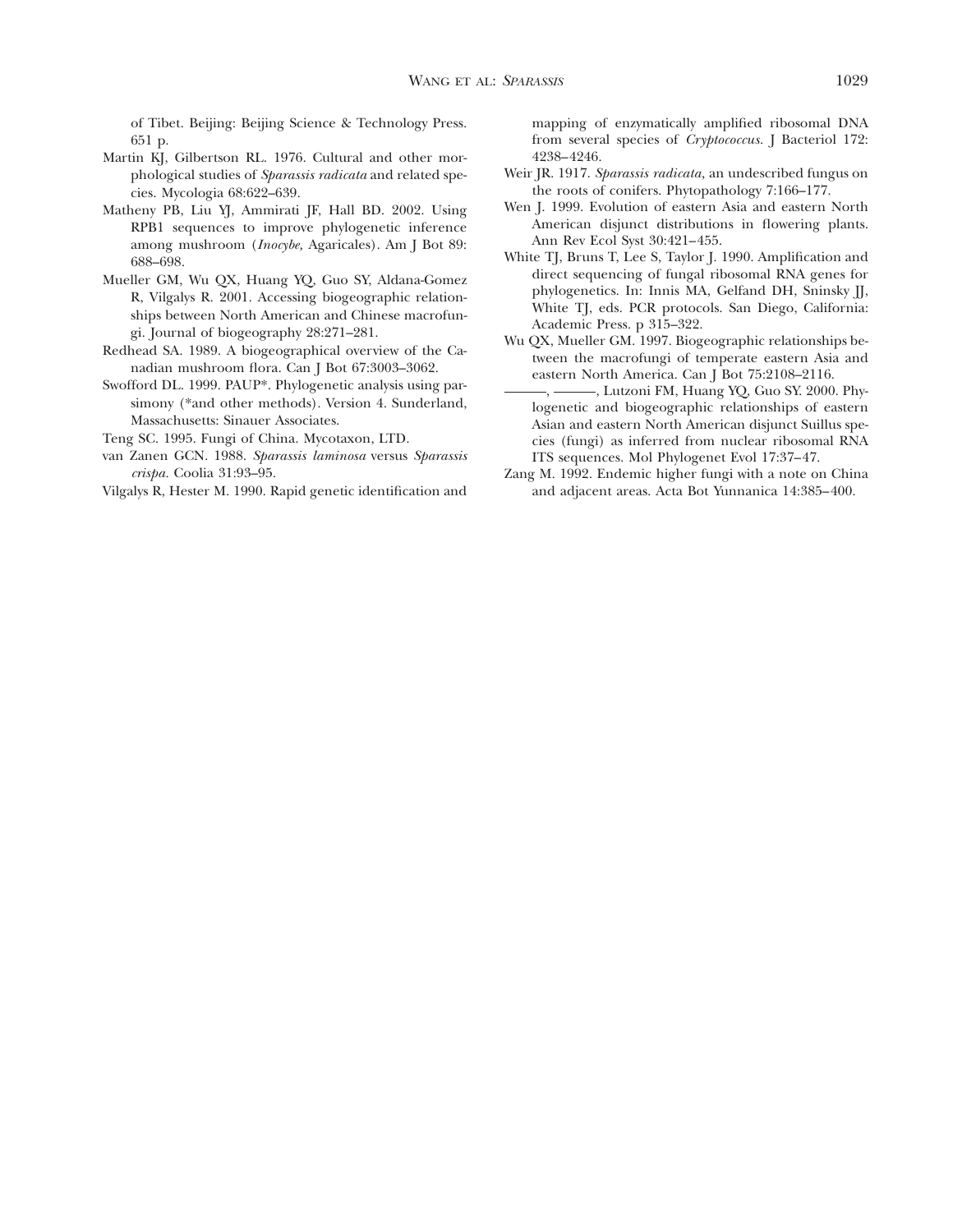of Tibet. Beijing: Beijing Science & Technology Press. 651 p.

Martin KJ, Gilbertson RL. 1976. Cultural and other morphological studies of *Sparassis radicata* and related species. Mycologia 68:622–639.

Matheny PB, Liu YJ, Ammirati JF, Hall BD. 2002. Using RPB1 sequences to improve phylogenetic inference among mushroom (*Inocybe,* Agaricales). Am J Bot 89: 688–698.

Mueller GM, Wu QX, Huang YQ, Guo SY, Aldana-Gomez R, Vilgalys R. 2001. Accessing biogeographic relationships between North American and Chinese macrofungi. Journal of biogeography 28:271–281.

Redhead SA. 1989. A biogeographical overview of the Canadian mushroom flora. Can J Bot 67:3003–3062.

Swofford DL. 1999. PAUP*. Phylogenetic analysis using parsimony (*and other methods). Version 4. Sunderland, Massachusetts: Sinauer Associates.

Teng SC. 1995. Fungi of China. Mycotaxon, LTD.

van Zanen GCN. 1988. *Sparassis laminosa* versus *Sparassis crispa.* Coolia 31:93–95.

Vilgalys R, Hester M. 1990. Rapid genetic identification and mapping of enzymatically amplified ribosomal DNA from several species of *Cryptococcus*. J Bacteriol 172: 4238–4246.

Weir JR. 1917. *Sparassis radicata,* an undescribed fungus on the roots of conifers. Phytopathology 7:166–177.

Wen J. 1999. Evolution of eastern Asia and eastern North American disjunct distributions in flowering plants. Ann Rev Ecol Syst 30:421–455.

White TJ, Bruns T, Lee S, Taylor J. 1990. Amplification and direct sequencing of fungal ribosomal RNA genes for phylogenetics. In: Innis MA, Gelfand DH, Sninsky JJ, White TJ, eds. PCR protocols. San Diego, California: Academic Press. p 315–322.

Wu QX, Mueller GM. 1997. Biogeographic relationships between the macrofungi of temperate eastern Asia and eastern North America. Can J Bot 75:2108–2116.

———, ———, Lutzoni FM, Huang YQ, Guo SY. 2000. Phylogenetic and biogeographic relationships of eastern Asian and eastern North American disjunct Suillus species (fungi) as inferred from nuclear ribosomal RNA ITS sequences. Mol Phylogenet Evol 17:37–47.

Zang M. 1992. Endemic higher fungi with a note on China and adjacent areas. Acta Bot Yunnanica 14:385–400.